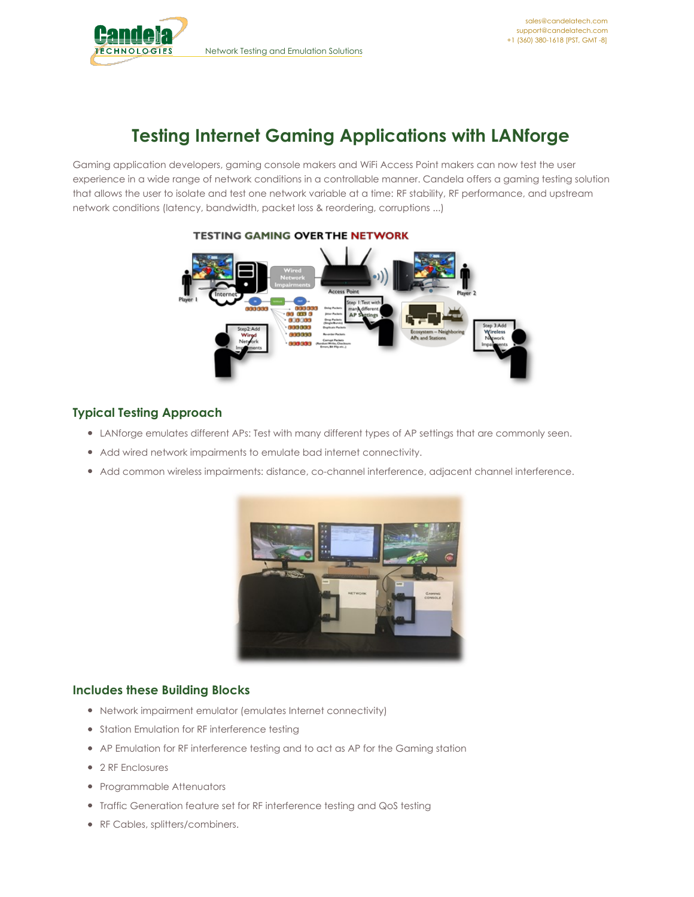# Testing Internet Gaming Applications with LANforge

Gaming application developers, gaming console makers and WiFi Access Point makers can now test the user experience in a wide range of network conditions in a controllable manner. Candela offers a gaming testing solution that allows the user to isolate and test one network variable at a time: RF stability, RF performance, and upstream network conditions (latency, bandwidth, packet loss & reordering, corruptions ...)

## Typical Testing Approach

- LANforge emulates different APs: Test with many different types of AP settings that are commonly seen.
- Add wired network impairments to emulate bad internet connectivity.
- Add common wireless impairments: distance, co-channel interference, adjacent channel interference.

## Includes these Building Blocks

- Network impairment emulator (emulates Internet connectivity)
- Station Emulation for RF interference testing
- AP Emulation for RF interference testing and to act as AP for the Gaming station
- 2 RF Enclosures
- Programmable Attenuators
- Traffic Generation feature set for RF interference testing and QoS testing
- RF Cables, splitters/combiners.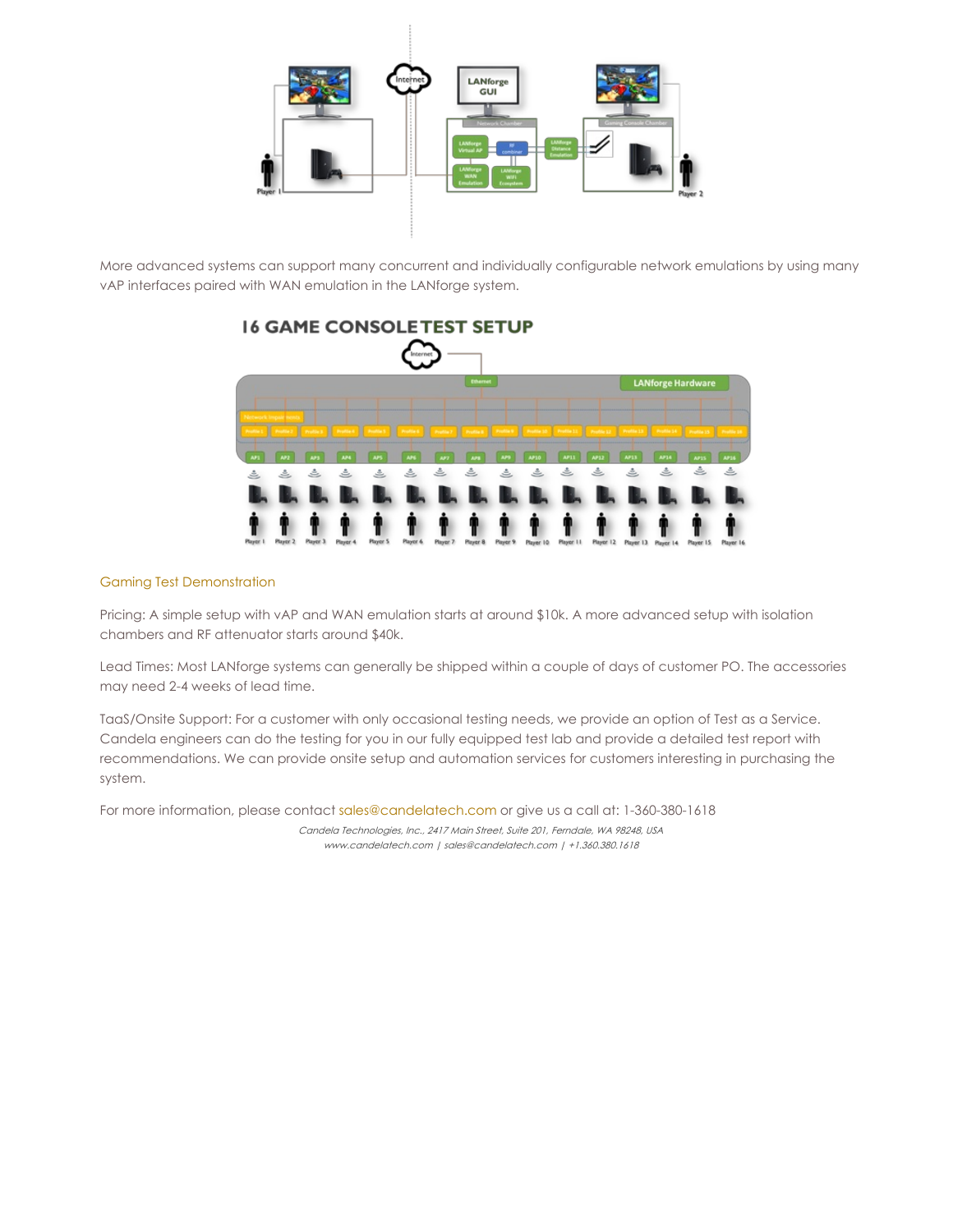More advanced systems can support many concurrent and individually configurable network emulations by using many vAP interfaces paired with WAN emulation in the LANforge system.

16 GAME CONSOLE TEST SETUP

## Gaming Test Demonstration

Pricing: A simple setup with vAP and WAN emulation starts at around $10k. A more advanced setup with isolation chambers and RF attenuator starts around $40k.

Lead Times: Most LANforge systems can generally be shipped within a couple of days of customer PO. The accessories may need 2-4 weeks of lead time.

TaaS/Onsite Support: For a customer with only occasional testing needs, we provide an option of Test as a Service. Candela engineers can do the testing for you in our fully equipped test lab and provide a detailed test report with recommendations. We can provide onsite setup and automation services for customers interesting in purchasing the system.

For more information, please contact sales@candelatech.com or give us a call at: 1-360-380-1618

*Candela Technologies, Inc., 2417 Main Street, Suite 201, Ferndale, WA 98248, USA*
*www.candelatech.com | sales@candelatech.com | +1.360.380.1618*